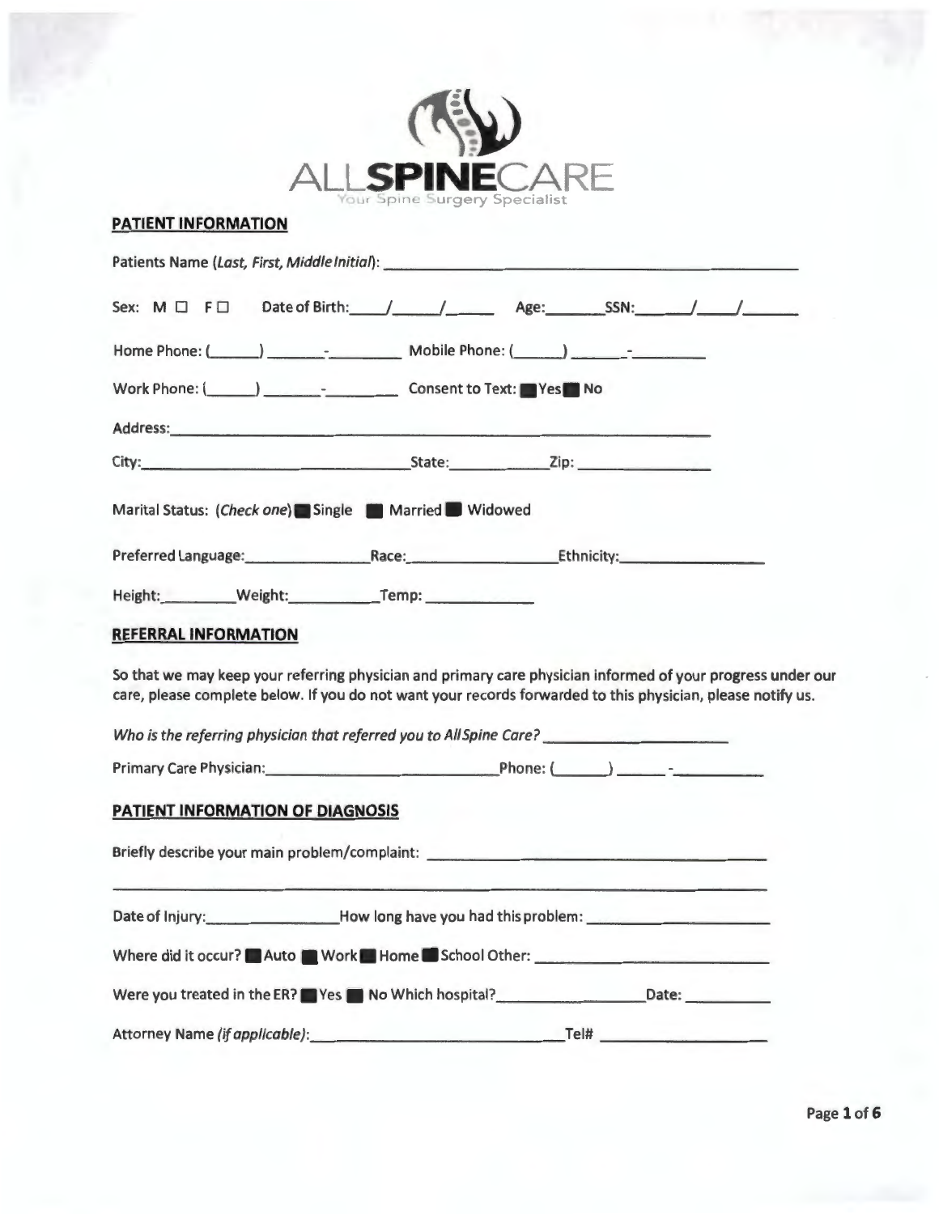ALLSPINECARE

Your Spine Surgery Specialist

## PATIENT INFORMATION

Patients Name (*Last, First, Middle Initial*): ______________________________

Sex: M ☐ F ☐ Date of Birth: ____/____/____ Age: ______ SSN: ____/____/____

Home Phone: (_____) ______-________ Mobile Phone: (_____) ______-________

Work Phone: (_____) ______-________ Consent to Text: ■ Yes ■ No

Address: ______________________________

City: ______________________ State: __________ Zip: ____________

Marital Status: (*Check one*) ■ Single ■ Married ■ Widowed

Preferred Language: ____________ Race: ____________ Ethnicity: ____________

Height: ________ Weight: ________ Temp: ________

## REFERRAL INFORMATION

So that we may keep your referring physician and primary care physician informed of your progress under our care, please complete below. If you do not want your records forwarded to this physician, please notify us.

*Who is the referring physician that referred you to AllSpine Care?* ____________________

Primary Care Physician: ______________________ Phone: (_____) ______-________

## PATIENT INFORMATION OF DIAGNOSIS

Briefly describe your main problem/complaint: ______________________________

______________________________________________________________

Date of Injury: ____________ How long have you had this problem: ____________

Where did it occur? ■ Auto ■ Work ■ Home ■ School Other: ____________

Were you treated in the ER? ■ Yes ■ No Which hospital? ____________ Date: ________

Attorney Name (*if applicable*): ______________________ Tel# ____________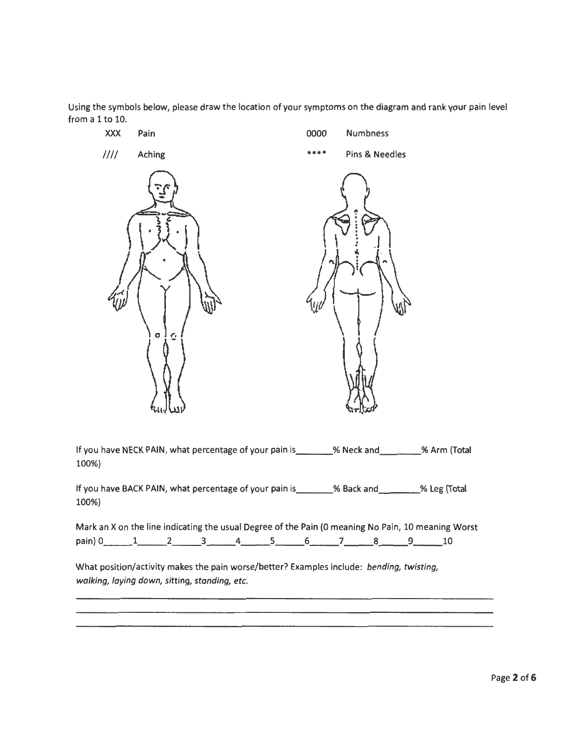Using the symbols below, please draw the location of your symptoms on the diagram and rank your pain level from a 1 to 10.

| | | | |
|---|---|---|---|
| XXX | Pain | 0000 | Numbness |
| //// | Aching | **** | Pins & Needles |

If you have NECK PAIN, what percentage of your pain is_______% Neck and________% Arm (Total 100%)

If you have BACK PAIN, what percentage of your pain is_______% Back and_______% Leg (Total 100%)

Mark an X on the line indicating the usual Degree of the Pain (0 meaning No Pain, 10 meaning Worst pain) 0_____1_____2_____3_____4_____5_____6_____7_____8_____9_____10

What position/activity makes the pain worse/better? Examples include: *bending, twisting, walking, laying down, sitting, standing, etc.*

______________________________________________________________________________

______________________________________________________________________________

______________________________________________________________________________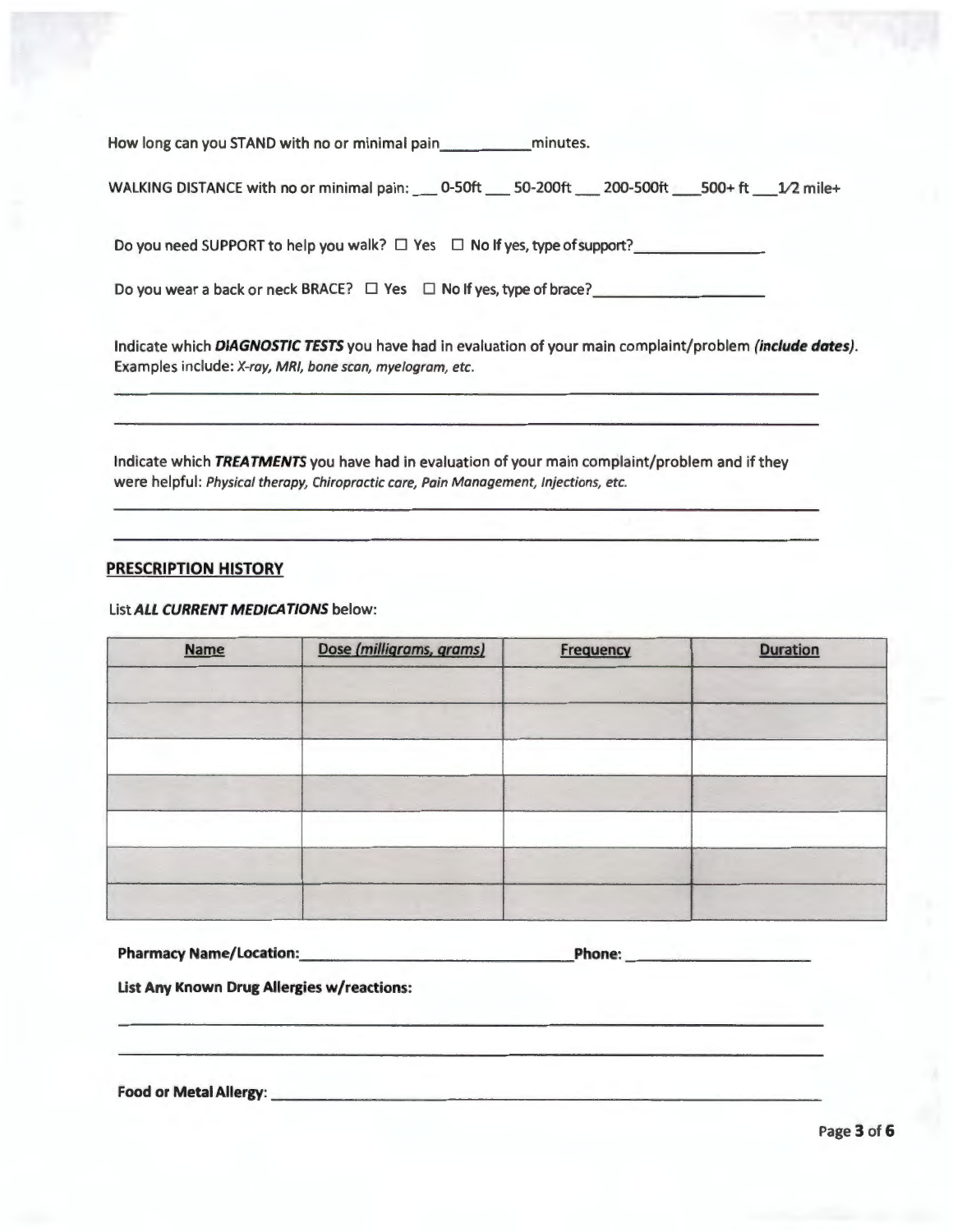How long can you STAND with no or minimal pain___________minutes.

WALKING DISTANCE with no or minimal pain: ___ 0-50ft ___ 50-200ft ___ 200-500ft ___500+ ft ___1/2 mile+

Do you need SUPPORT to help you walk? ☐ Yes ☐ No If yes, type of support?_______________

Do you wear a back or neck BRACE? ☐ Yes ☐ No If yes, type of brace?____________________

Indicate which ***DIAGNOSTIC TESTS*** you have had in evaluation of your main complaint/problem ***(include dates)***. Examples include: *X-ray, MRI, bone scan, myelogram, etc.*

_______________________________________________________________________________

_______________________________________________________________________________

Indicate which ***TREATMENTS*** you have had in evaluation of your main complaint/problem and if they were helpful: *Physical therapy, Chiropractic care, Pain Management, Injections, etc.*

_______________________________________________________________________________

_______________________________________________________________________________

## PRESCRIPTION HISTORY

List ***ALL CURRENT MEDICATIONS*** below:

| Name | Dose *(milligrams, grams)* | Frequency | Duration |
|---|---|---|---|
| | | | |
| | | | |
| | | | |
| | | | |
| | | | |
| | | | |
| | | | |

**Pharmacy Name/Location:**________________________________**Phone:** ____________________

**List Any Known Drug Allergies w/reactions:**

_______________________________________________________________________________

_______________________________________________________________________________

**Food or Metal Allergy:** ______________________________________________________________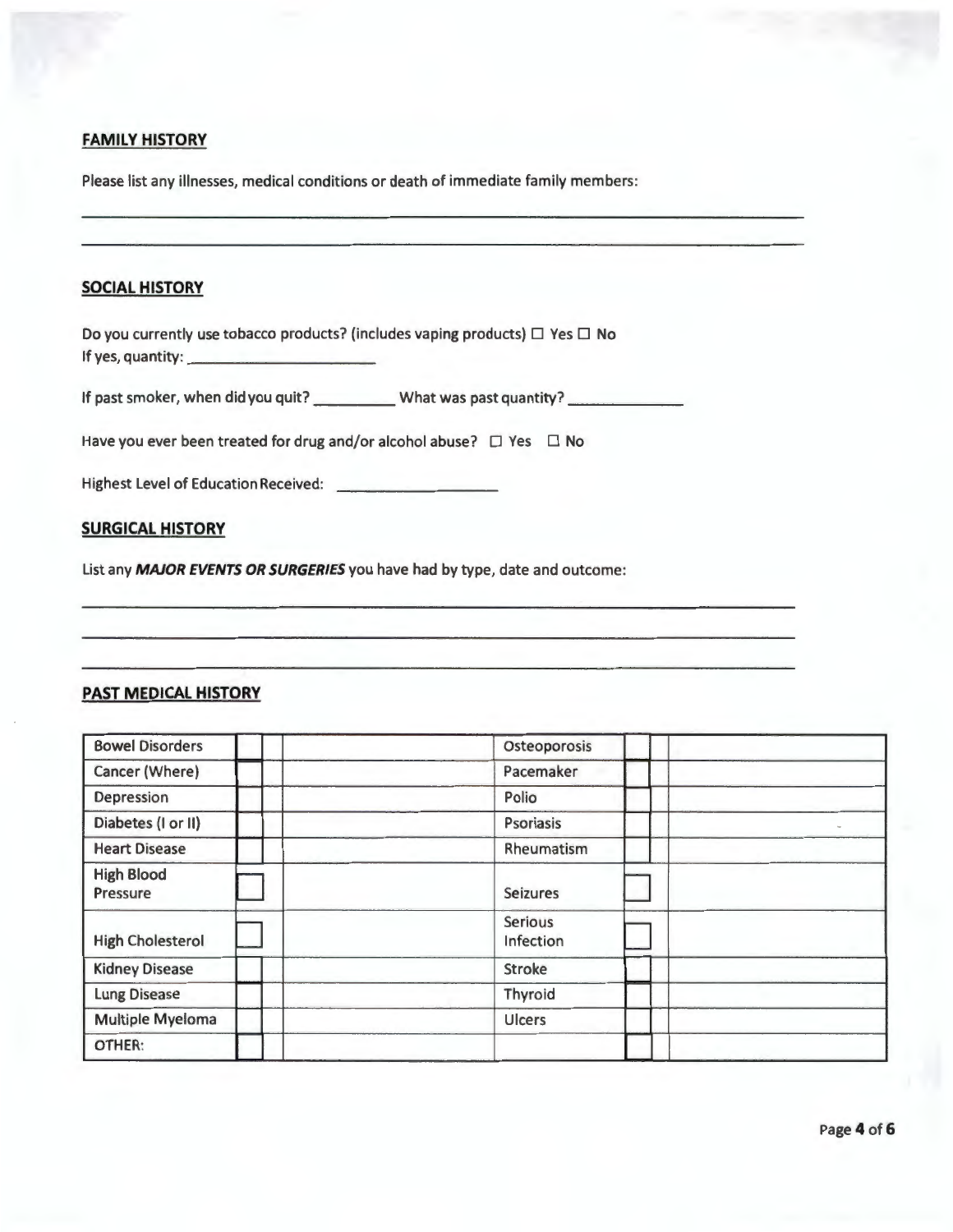## FAMILY HISTORY

Please list any illnesses, medical conditions or death of immediate family members:

______________________________________________________________________

______________________________________________________________________

## SOCIAL HISTORY

Do you currently use tobacco products? (includes vaping products) ☐ Yes ☐ No
If yes, quantity: ____________________

If past smoker, when did you quit? __________ What was past quantity? ______________

Have you ever been treated for drug and/or alcohol abuse? ☐ Yes ☐ No

Highest Level of Education Received: ____________________

## SURGICAL HISTORY

List any ***MAJOR EVENTS OR SURGERIES*** you have had by type, date and outcome:

______________________________________________________________________

______________________________________________________________________

______________________________________________________________________

## PAST MEDICAL HISTORY

| | | | | | |
|---|---|---|---|---|---|
| Bowel Disorders | ☐ | | Osteoporosis | ☐ | |
| Cancer (Where) | ☐ | | Pacemaker | ☐ | |
| Depression | ☐ | | Polio | ☐ | |
| Diabetes (I or II) | ☐ | | Psoriasis | ☐ | |
| Heart Disease | ☐ | | Rheumatism | ☐ | |
| High Blood Pressure | ☐ | | Seizures | ☐ | |
| High Cholesterol | ☐ | | Serious Infection | ☐ | |
| Kidney Disease | ☐ | | Stroke | ☐ | |
| Lung Disease | ☐ | | Thyroid | ☐ | |
| Multiple Myeloma | ☐ | | Ulcers | ☐ | |
| OTHER: | ☐ | | | ☐ | |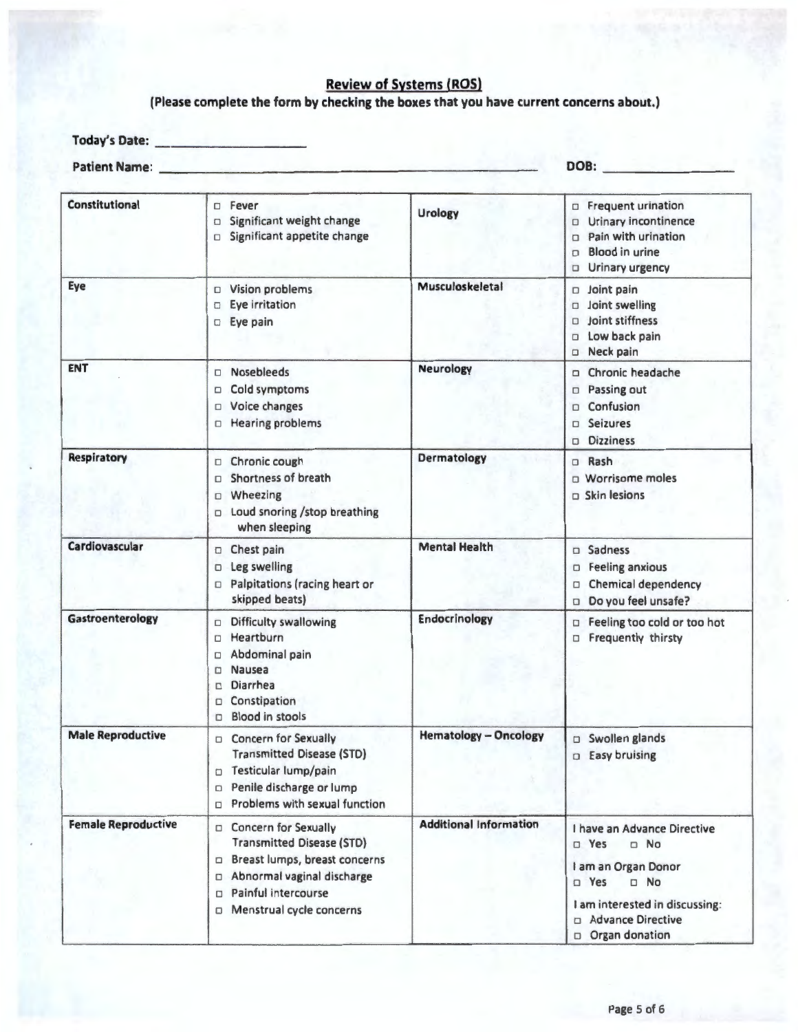## Review of Systems (ROS)

**(Please complete the form by checking the boxes that you have current concerns about.)**

**Today's Date:** ____________________

**Patient Name:** ________________________________________________ **DOB:** ________________

| | | | |
|---|---|---|---|
| **Constitutional** | □ Fever<br>□ Significant weight change<br>□ Significant appetite change | **Urology** | □ Frequent urination<br>□ Urinary incontinence<br>□ Pain with urination<br>□ Blood in urine<br>□ Urinary urgency |
| **Eye** | □ Vision problems<br>□ Eye irritation<br>□ Eye pain | **Musculoskeletal** | □ Joint pain<br>□ Joint swelling<br>□ Joint stiffness<br>□ Low back pain<br>□ Neck pain |
| **ENT** | □ Nosebleeds<br>□ Cold symptoms<br>□ Voice changes<br>□ Hearing problems | **Neurology** | □ Chronic headache<br>□ Passing out<br>□ Confusion<br>□ Seizures<br>□ Dizziness |
| **Respiratory** | □ Chronic cough<br>□ Shortness of breath<br>□ Wheezing<br>□ Loud snoring /stop breathing when sleeping | **Dermatology** | □ Rash<br>□ Worrisome moles<br>□ Skin lesions |
| **Cardiovascular** | □ Chest pain<br>□ Leg swelling<br>□ Palpitations (racing heart or skipped beats) | **Mental Health** | □ Sadness<br>□ Feeling anxious<br>□ Chemical dependency<br>□ Do you feel unsafe? |
| **Gastroenterology** | □ Difficulty swallowing<br>□ Heartburn<br>□ Abdominal pain<br>□ Nausea<br>□ Diarrhea<br>□ Constipation<br>□ Blood in stools | **Endocrinology** | □ Feeling too cold or too hot<br>□ Frequently thirsty |
| **Male Reproductive** | □ Concern for Sexually Transmitted Disease (STD)<br>□ Testicular lump/pain<br>□ Penile discharge or lump<br>□ Problems with sexual function | **Hematology – Oncology** | □ Swollen glands<br>□ Easy bruising |
| **Female Reproductive** | □ Concern for Sexually Transmitted Disease (STD)<br>□ Breast lumps, breast concerns<br>□ Abnormal vaginal discharge<br>□ Painful intercourse<br>□ Menstrual cycle concerns | **Additional Information** | I have an Advance Directive<br>□ Yes □ No<br>I am an Organ Donor<br>□ Yes □ No<br>I am interested in discussing:<br>□ Advance Directive<br>□ Organ donation |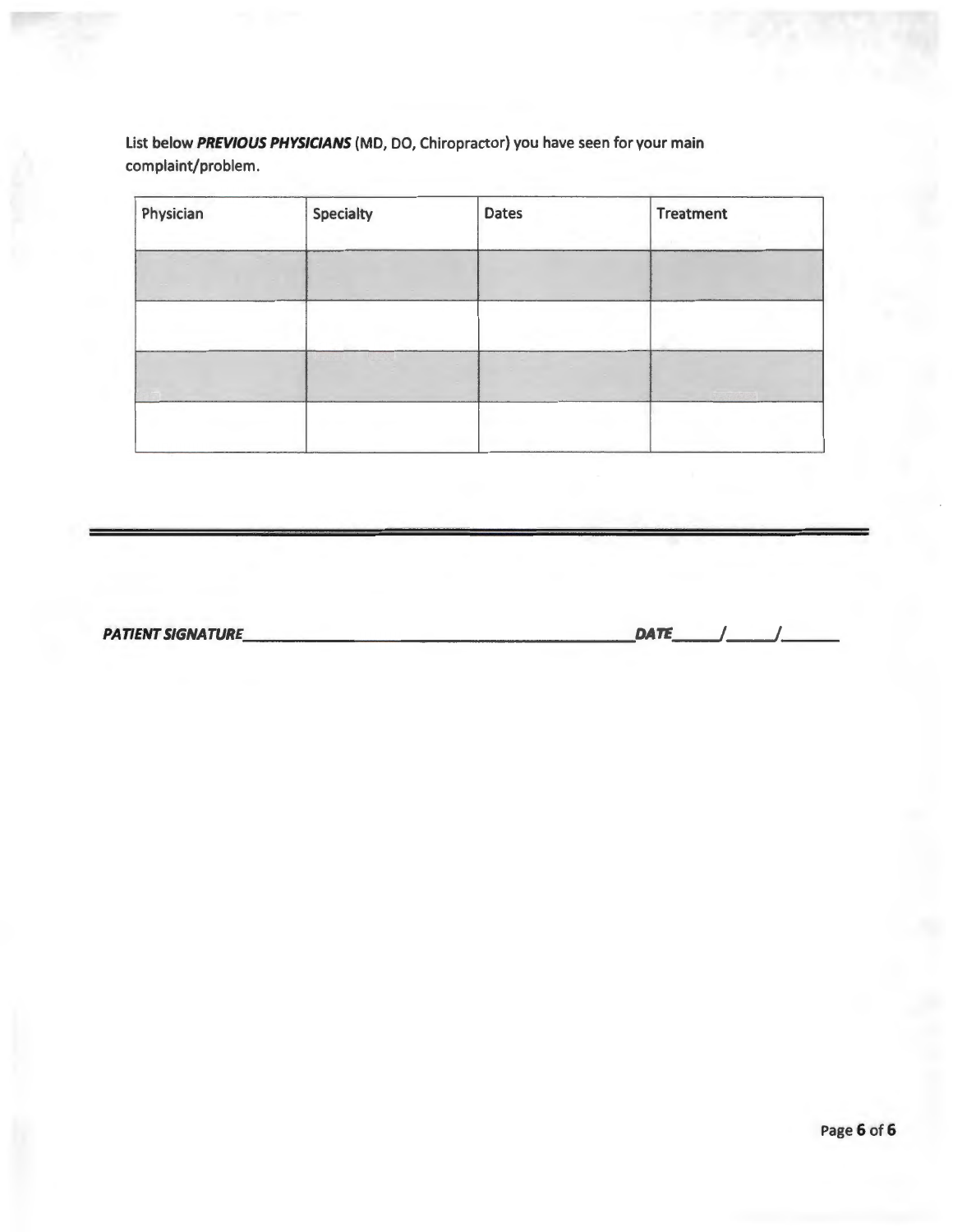List below ***PREVIOUS PHYSICIANS*** (MD, DO, Chiropractor) you have seen for your main complaint/problem.

| Physician | Specialty | Dates | Treatment |
|---|---|---|---|
| | | | |
| | | | |
| | | | |
| | | | |

---

***PATIENT SIGNATURE*** ____________________________________________ ***DATE*** _____/_____/______